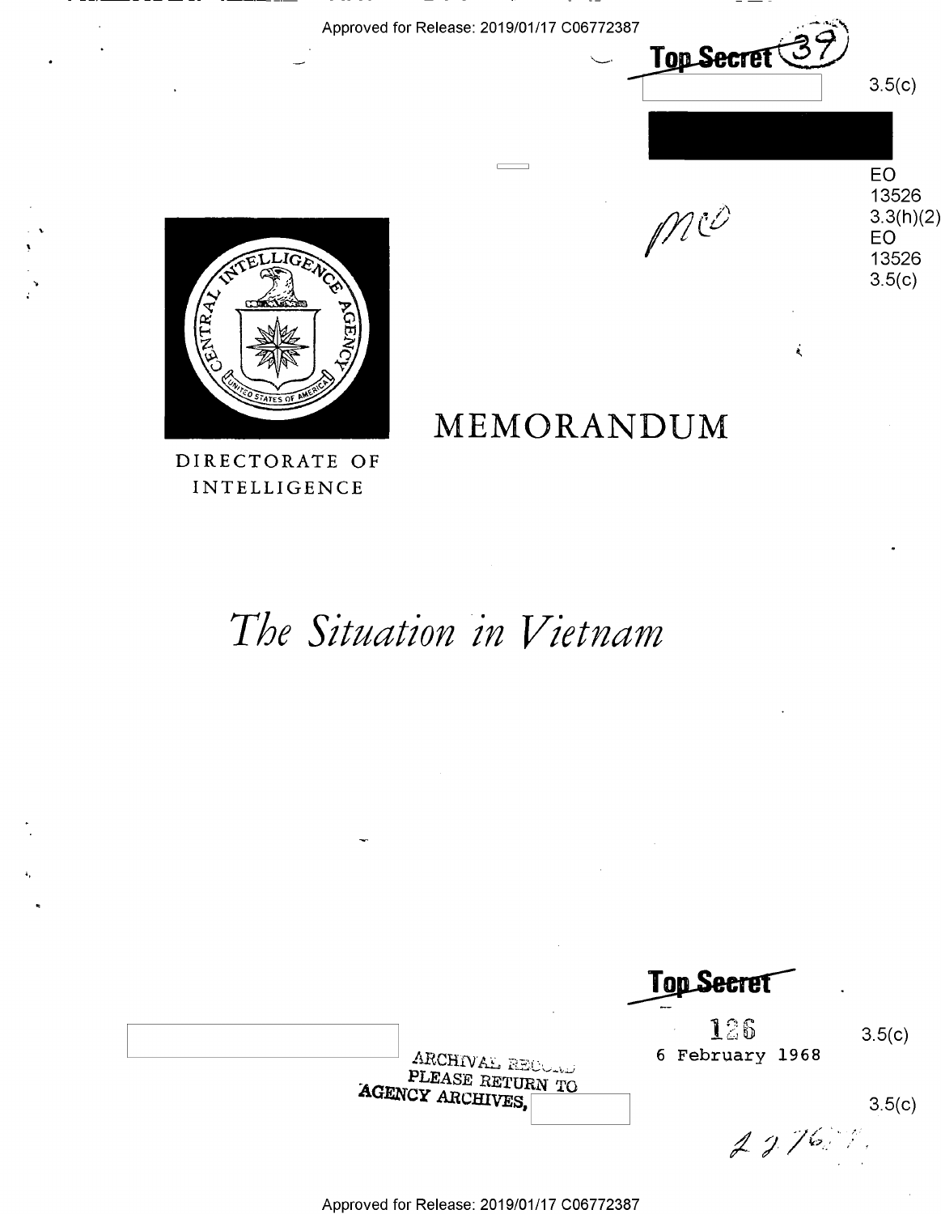Approved for Release: 2019/01/17 C06772387

**Top Secret**

3.5(c)

EO 13526 3.3(h)(2)
EO 13526 3.5(c)

DIRECTORATE OF INTELLIGENCE

# MEMORANDUM

## *The Situation in Vietnam*

**Top Secret**

126

6 February 1968

3.5(c)

ARCHIVAL RECORD
PLEASE RETURN TO
AGENCY ARCHIVES,

3.5(c)

Approved for Release: 2019/01/17 C06772387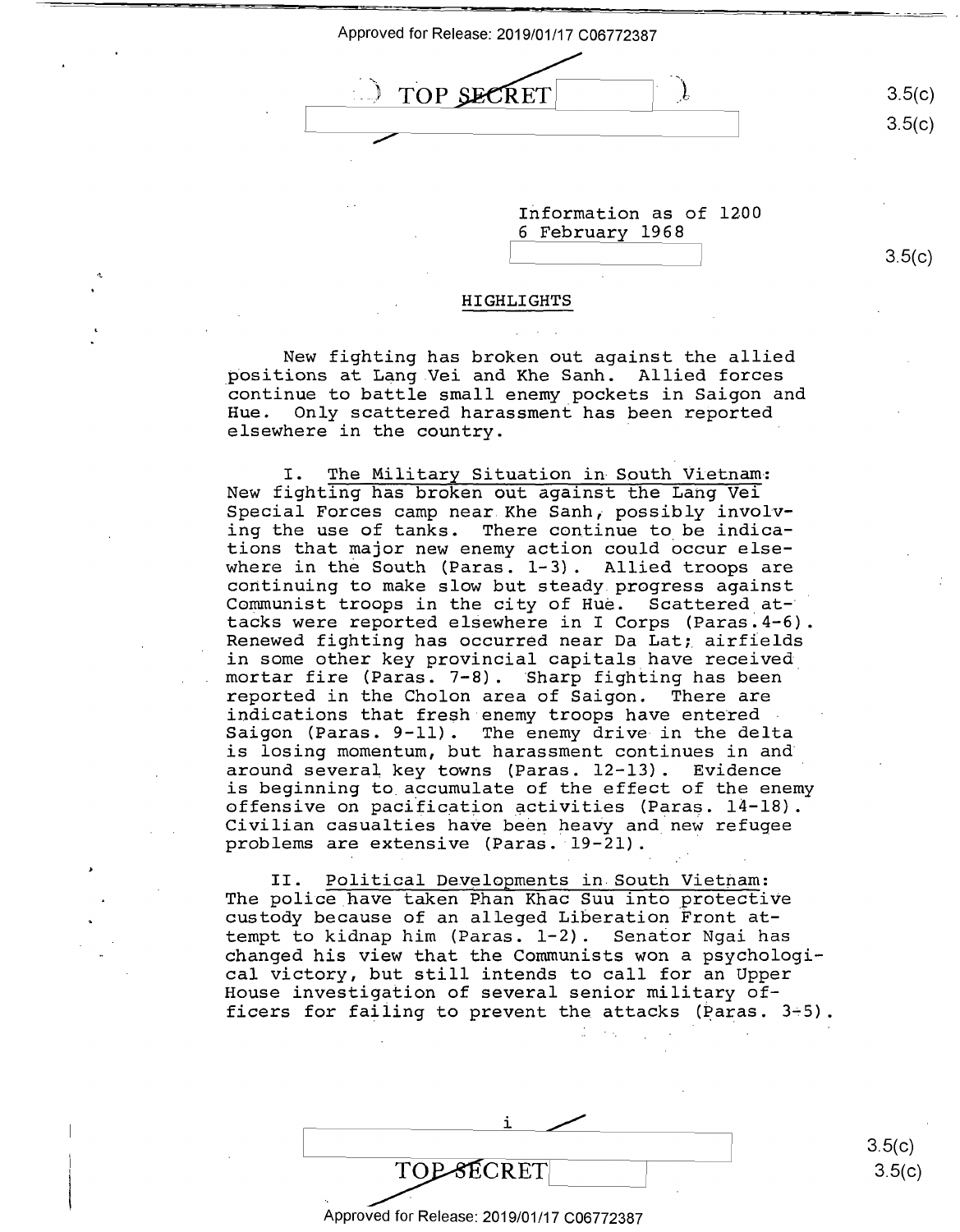TOP SECRET

Information as of 1200
6 February 1968

## HIGHLIGHTS

New fighting has broken out against the allied positions at Lang Vei and Khe Sanh. Allied forces continue to battle small enemy pockets in Saigon and Hue. Only scattered harassment has been reported elsewhere in the country.

I. The Military Situation in South Vietnam: New fighting has broken out against the Lang Vei Special Forces camp near Khe Sanh, possibly involving the use of tanks. There continue to be indications that major new enemy action could occur elsewhere in the South (Paras. 1-3). Allied troops are continuing to make slow but steady progress against Communist troops in the city of Hue. Scattered attacks were reported elsewhere in I Corps (Paras. 4-6). Renewed fighting has occurred near Da Lat; airfields in some other key provincial capitals have received mortar fire (Paras. 7-8). Sharp fighting has been reported in the Cholon area of Saigon. There are indications that fresh enemy troops have entered Saigon (Paras. 9-11). The enemy drive in the delta is losing momentum, but harassment continues in and around several key towns (Paras. 12-13). Evidence is beginning to accumulate of the effect of the enemy offensive on pacification activities (Paras. 14-18). Civilian casualties have been heavy and new refugee problems are extensive (Paras. 19-21).

II. Political Developments in South Vietnam: The police have taken Phan Khac Suu into protective custody because of an alleged Liberation Front attempt to kidnap him (Paras. 1-2). Senator Ngai has changed his view that the Communists won a psychological victory, but still intends to call for an Upper House investigation of several senior military officers for failing to prevent the attacks (Paras. 3-5).

TOP SECRET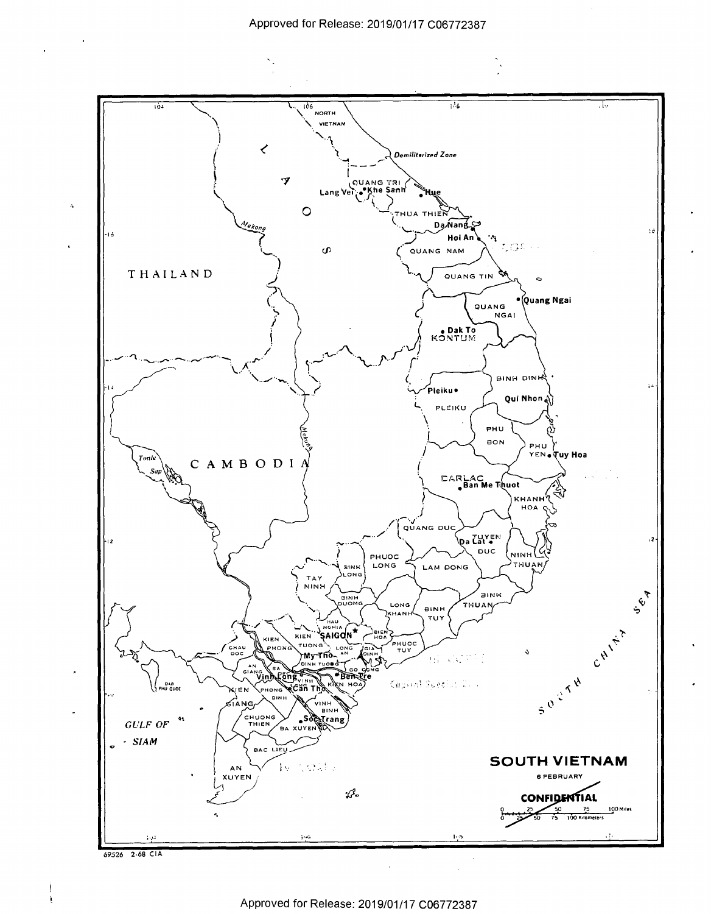**SOUTH VIETNAM**

6 FEBRUARY

CONFIDENTIAL

0 25 50 75 100 Miles

0 25 50 75 100 Kilometers

69526 2-68 CIA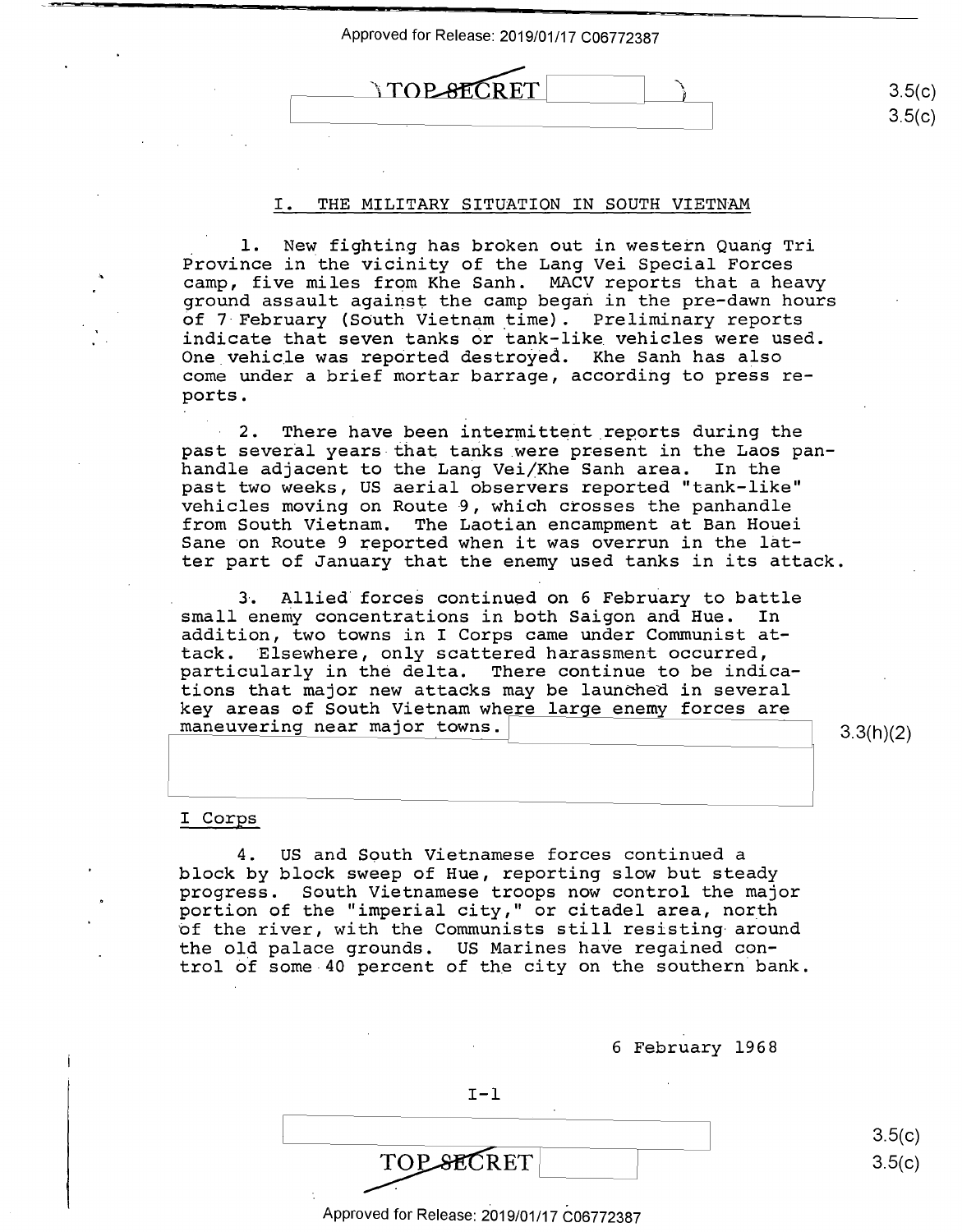## I. THE MILITARY SITUATION IN SOUTH VIETNAM

1. New fighting has broken out in western Quang Tri Province in the vicinity of the Lang Vei Special Forces camp, five miles from Khe Sanh. MACV reports that a heavy ground assault against the camp began in the pre-dawn hours of 7 February (South Vietnam time). Preliminary reports indicate that seven tanks or tank-like vehicles were used. One vehicle was reported destroyed. Khe Sanh has also come under a brief mortar barrage, according to press reports.

2. There have been intermittent reports during the past several years that tanks were present in the Laos panhandle adjacent to the Lang Vei/Khe Sanh area. In the past two weeks, US aerial observers reported "tank-like" vehicles moving on Route 9, which crosses the panhandle from South Vietnam. The Laotian encampment at Ban Houei Sane on Route 9 reported when it was overrun in the latter part of January that the enemy used tanks in its attack.

3. Allied forces continued on 6 February to battle small enemy concentrations in both Saigon and Hue. In addition, two towns in I Corps came under Communist attack. Elsewhere, only scattered harassment occurred, particularly in the delta. There continue to be indications that major new attacks may be launched in several key areas of South Vietnam where large enemy forces are maneuvering near major towns. 3.3(h)(2)

### I Corps

4. US and South Vietnamese forces continued a block by block sweep of Hue, reporting slow but steady progress. South Vietnamese troops now control the major portion of the "imperial city," or citadel area, north of the river, with the Communists still resisting around the old palace grounds. US Marines have regained control of some 40 percent of the city on the southern bank.

6 February 1968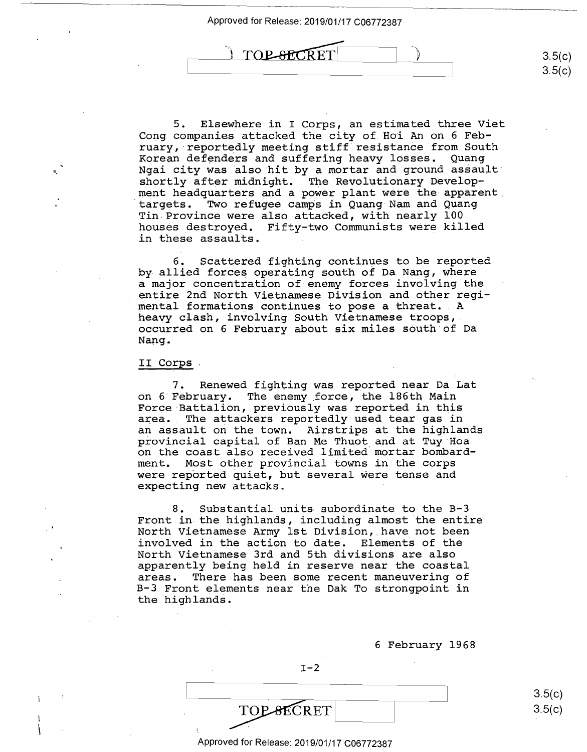5. Elsewhere in I Corps, an estimated three Viet Cong companies attacked the city of Hoi An on 6 February, reportedly meeting stiff resistance from South Korean defenders and suffering heavy losses. Quang Ngai city was also hit by a mortar and ground assault shortly after midnight. The Revolutionary Development headquarters and a power plant were the apparent targets. Two refugee camps in Quang Nam and Quang Tin Province were also attacked, with nearly 100 houses destroyed. Fifty-two Communists were killed in these assaults.

6. Scattered fighting continues to be reported by allied forces operating south of Da Nang, where a major concentration of enemy forces involving the entire 2nd North Vietnamese Division and other regimental formations continues to pose a threat. A heavy clash, involving South Vietnamese troops, occurred on 6 February about six miles south of Da Nang.

II Corps

7. Renewed fighting was reported near Da Lat on 6 February. The enemy force, the 186th Main Force Battalion, previously was reported in this area. The attackers reportedly used tear gas in an assault on the town. Airstrips at the highlands provincial capital of Ban Me Thuot and at Tuy Hoa on the coast also received limited mortar bombardment. Most other provincial towns in the corps were reported quiet, but several were tense and expecting new attacks.

8. Substantial units subordinate to the B-3 Front in the highlands, including almost the entire North Vietnamese Army 1st Division, have not been involved in the action to date. Elements of the North Vietnamese 3rd and 5th divisions are also apparently being held in reserve near the coastal areas. There has been some recent maneuvering of B-3 Front elements near the Dak To strongpoint in the highlands.

6 February 1968

I-2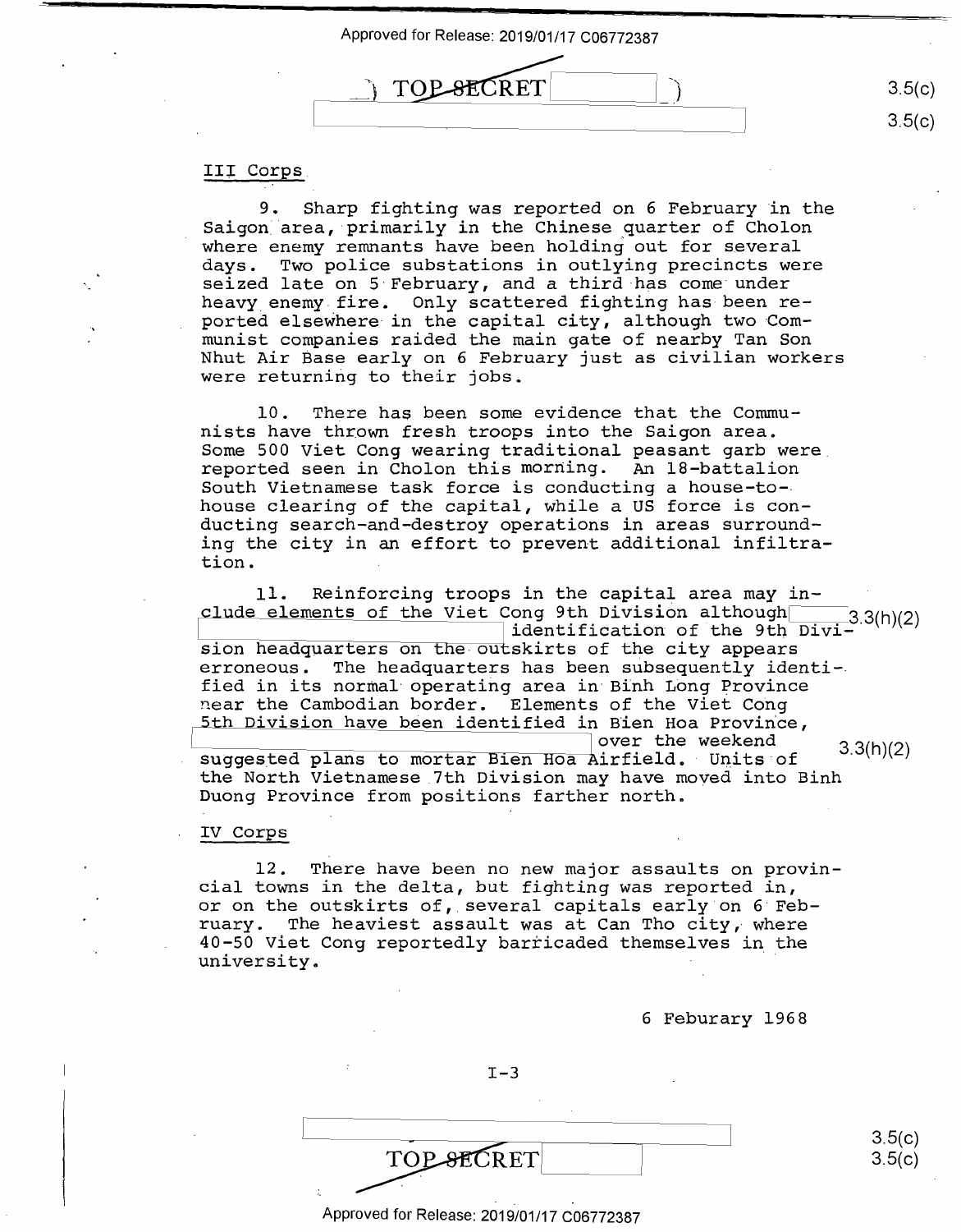## III Corps

9. Sharp fighting was reported on 6 February in the Saigon area, primarily in the Chinese quarter of Cholon where enemy remnants have been holding out for several days. Two police substations in outlying precincts were seized late on 5 February, and a third has come under heavy enemy fire. Only scattered fighting has been reported elsewhere in the capital city, although two Communist companies raided the main gate of nearby Tan Son Nhut Air Base early on 6 February just as civilian workers were returning to their jobs.

10. There has been some evidence that the Communists have thrown fresh troops into the Saigon area. Some 500 Viet Cong wearing traditional peasant garb were reported seen in Cholon this morning. An 18-battalion South Vietnamese task force is conducting a house-to-house clearing of the capital, while a US force is conducting search-and-destroy operations in areas surrounding the city in an effort to prevent additional infiltration.

11. Reinforcing troops in the capital area may include elements of the Viet Cong 9th Division although [redacted] identification of the 9th Division headquarters on the outskirts of the city appears erroneous. The headquarters has been subsequently identified in its normal operating area in Binh Long Province near the Cambodian border. Elements of the Viet Cong 5th Division have been identified in Bien Hoa Province, [redacted] over the weekend suggested plans to mortar Bien Hoa Airfield. Units of the North Vietnamese 7th Division may have moved into Binh Duong Province from positions farther north.

## IV Corps

12. There have been no new major assaults on provincial towns in the delta, but fighting was reported in, or on the outskirts of, several capitals early on 6 February. The heaviest assault was at Can Tho city, where 40-50 Viet Cong reportedly barricaded themselves in the university.

6 Feburary 1968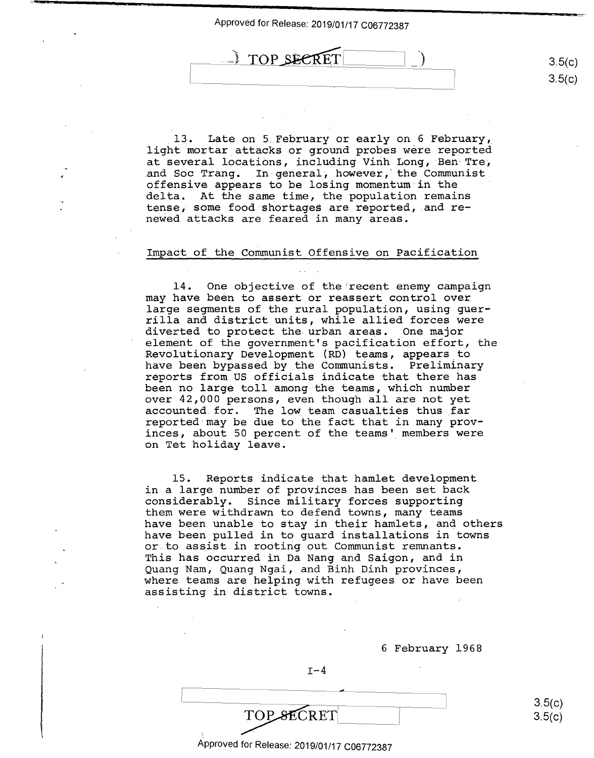13. Late on 5 February or early on 6 February, light mortar attacks or ground probes were reported at several locations, including Vinh Long, Ben Tre, and Soc Trang. In general, however, the Communist offensive appears to be losing momentum in the delta. At the same time, the population remains tense, some food shortages are reported, and renewed attacks are feared in many areas.

## Impact of the Communist Offensive on Pacification

14. One objective of the recent enemy campaign may have been to assert or reassert control over large segments of the rural population, using guerrilla and district units, while allied forces were diverted to protect the urban areas. One major element of the government's pacification effort, the Revolutionary Development (RD) teams, appears to have been bypassed by the Communists. Preliminary reports from US officials indicate that there has been no large toll among the teams, which number over 42,000 persons, even though all are not yet accounted for. The low team casualties thus far reported may be due to the fact that in many provinces, about 50 percent of the teams' members were on Tet holiday leave.

15. Reports indicate that hamlet development in a large number of provinces has been set back considerably. Since military forces supporting them were withdrawn to defend towns, many teams have been unable to stay in their hamlets, and others have been pulled in to guard installations in towns or to assist in rooting out Communist remnants. This has occurred in Da Nang and Saigon, and in Quang Nam, Quang Ngai, and Binh Dinh provinces, where teams are helping with refugees or have been assisting in district towns.

6 February 1968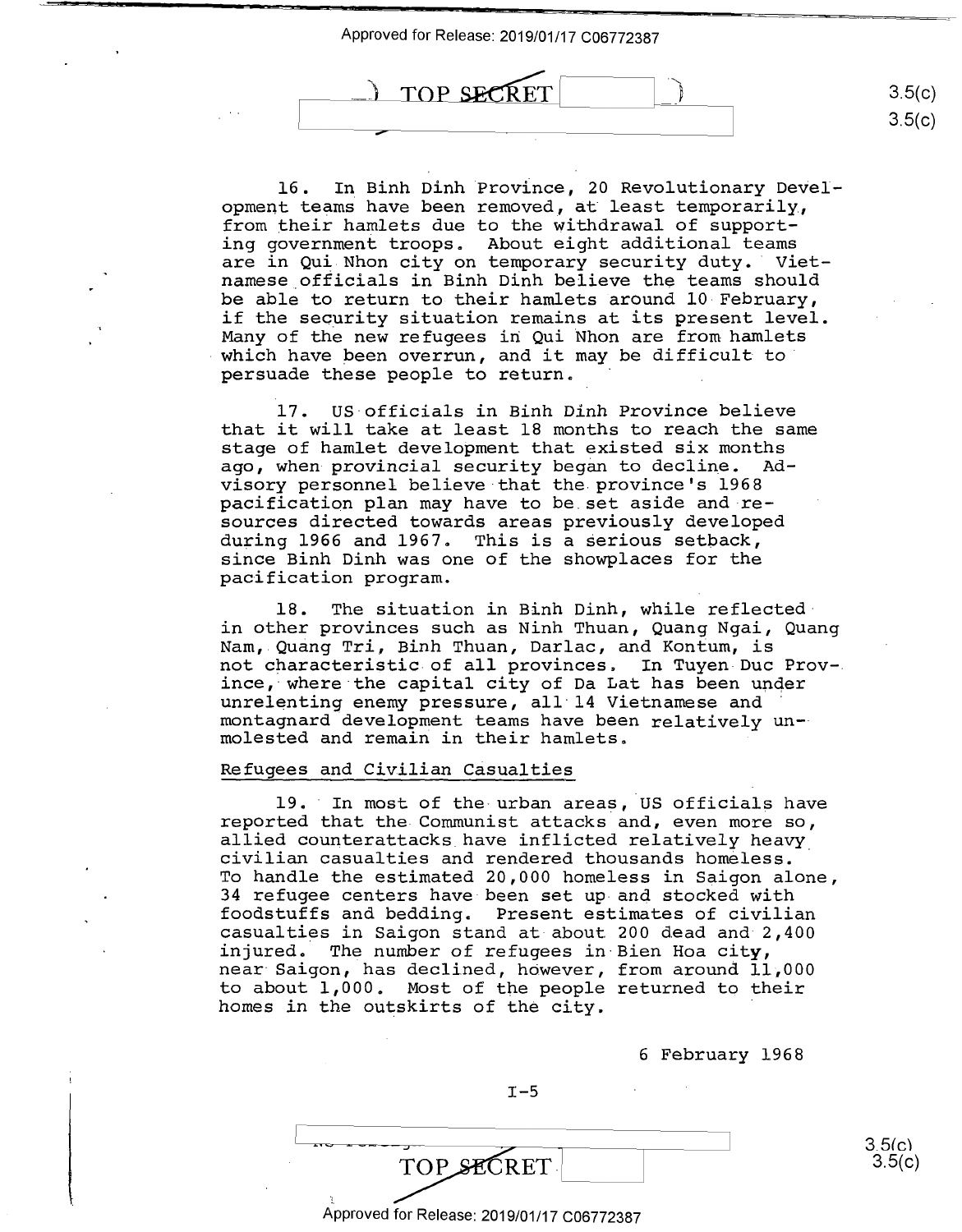16. In Binh Dinh Province, 20 Revolutionary Development teams have been removed, at least temporarily, from their hamlets due to the withdrawal of supporting government troops. About eight additional teams are in Qui Nhon city on temporary security duty. Vietnamese officials in Binh Dinh believe the teams should be able to return to their hamlets around 10 February, if the security situation remains at its present level. Many of the new refugees in Qui Nhon are from hamlets which have been overrun, and it may be difficult to persuade these people to return.

17. US officials in Binh Dinh Province believe that it will take at least 18 months to reach the same stage of hamlet development that existed six months ago, when provincial security began to decline. Advisory personnel believe that the province's 1968 pacification plan may have to be set aside and resources directed towards areas previously developed during 1966 and 1967. This is a serious setback, since Binh Dinh was one of the showplaces for the pacification program.

18. The situation in Binh Dinh, while reflected in other provinces such as Ninh Thuan, Quang Ngai, Quang Nam, Quang Tri, Binh Thuan, Darlac, and Kontum, is not characteristic of all provinces. In Tuyen Duc Province, where the capital city of Da Lat has been under unrelenting enemy pressure, all 14 Vietnamese and montagnard development teams have been relatively unmolested and remain in their hamlets.

Refugees and Civilian Casualties

19. In most of the urban areas, US officials have reported that the Communist attacks and, even more so, allied counterattacks have inflicted relatively heavy civilian casualties and rendered thousands homeless. To handle the estimated 20,000 homeless in Saigon alone, 34 refugee centers have been set up and stocked with foodstuffs and bedding. Present estimates of civilian casualties in Saigon stand at about 200 dead and 2,400 injured. The number of refugees in Bien Hoa city, near Saigon, has declined, however, from around 11,000 to about 1,000. Most of the people returned to their homes in the outskirts of the city.

6 February 1968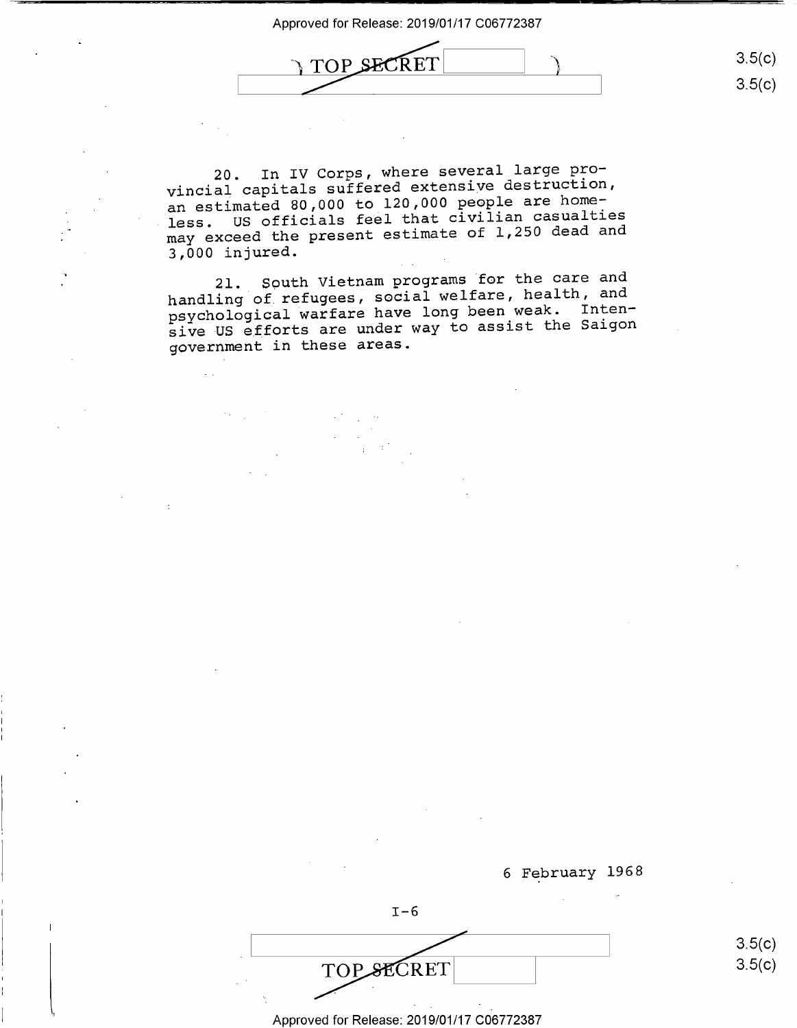20. In IV Corps, where several large provincial capitals suffered extensive destruction, an estimated 80,000 to 120,000 people are homeless. US officials feel that civilian casualties may exceed the present estimate of 1,250 dead and 3,000 injured.

21. South Vietnam programs for the care and handling of refugees, social welfare, health, and psychological warfare have long been weak. Intensive US efforts are under way to assist the Saigon government in these areas.

6 February 1968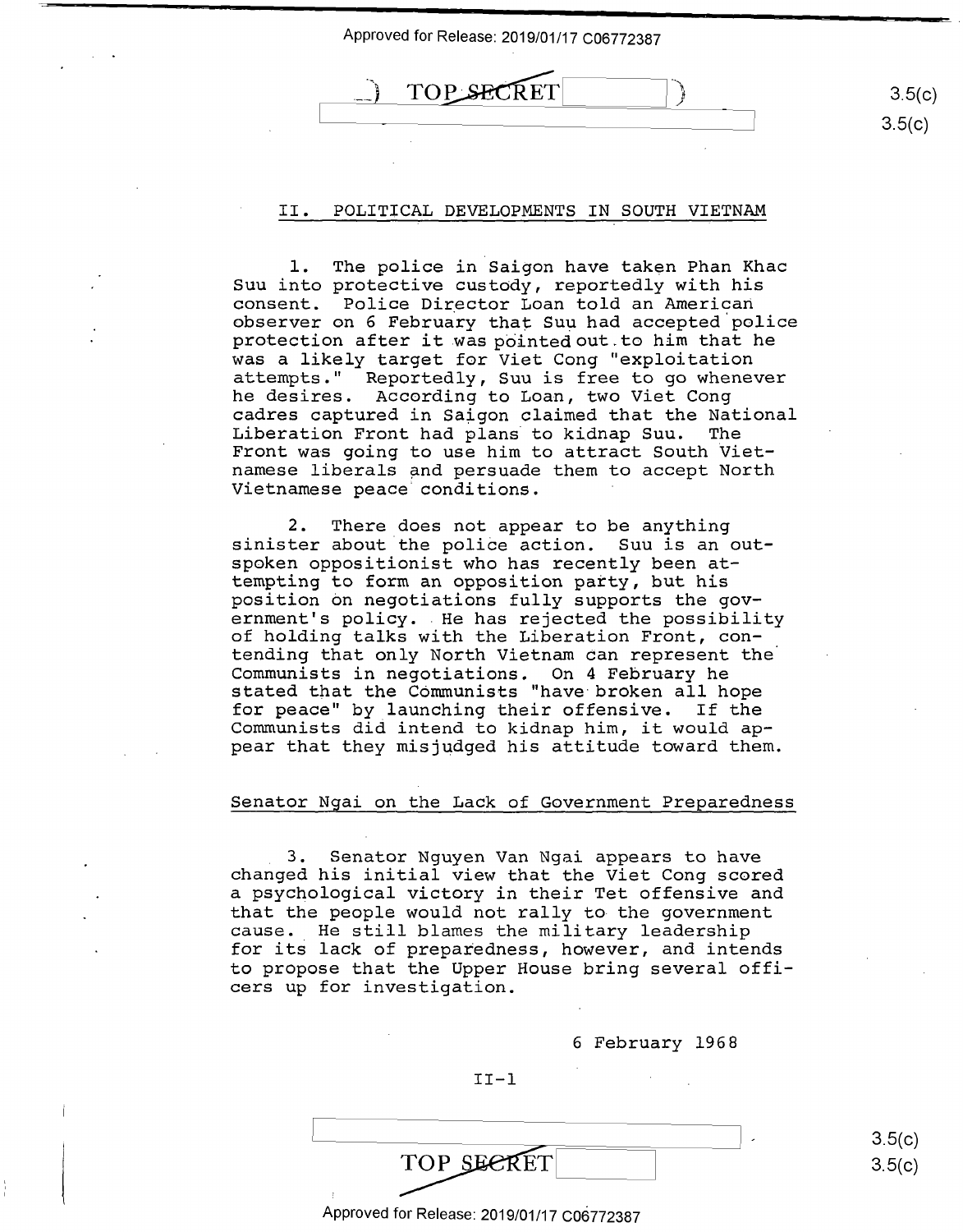## II. POLITICAL DEVELOPMENTS IN SOUTH VIETNAM

1. The police in Saigon have taken Phan Khac Suu into protective custody, reportedly with his consent. Police Director Loan told an American observer on 6 February that Suu had accepted police protection after it was pointed out to him that he was a likely target for Viet Cong "exploitation attempts." Reportedly, Suu is free to go whenever he desires. According to Loan, two Viet Cong cadres captured in Saigon claimed that the National Liberation Front had plans to kidnap Suu. The Front was going to use him to attract South Vietnamese liberals and persuade them to accept North Vietnamese peace conditions.

2. There does not appear to be anything sinister about the police action. Suu is an outspoken oppositionist who has recently been attempting to form an opposition party, but his position on negotiations fully supports the government's policy. He has rejected the possibility of holding talks with the Liberation Front, contending that only North Vietnam can represent the Communists in negotiations. On 4 February he stated that the Communists "have broken all hope for peace" by launching their offensive. If the Communists did intend to kidnap him, it would appear that they misjudged his attitude toward them.

### Senator Ngai on the Lack of Government Preparedness

3. Senator Nguyen Van Ngai appears to have changed his initial view that the Viet Cong scored a psychological victory in their Tet offensive and that the people would not rally to the government cause. He still blames the military leadership for its lack of preparedness, however, and intends to propose that the Upper House bring several officers up for investigation.

6 February 1968

II-1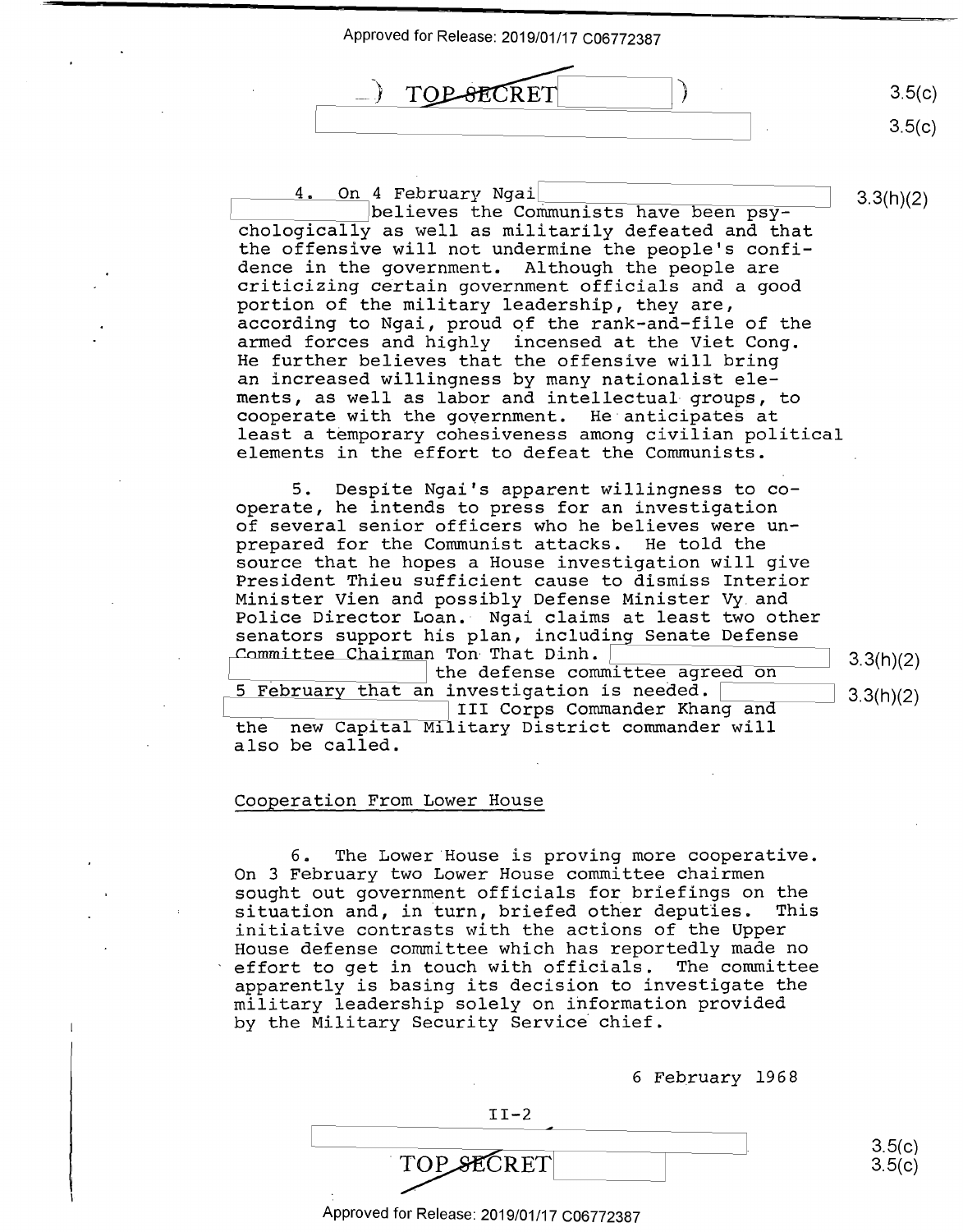4. On 4 February Ngai believes the Communists have been psychologically as well as militarily defeated and that the offensive will not undermine the people's confidence in the government. Although the people are criticizing certain government officials and a good portion of the military leadership, they are, according to Ngai, proud of the rank-and-file of the armed forces and highly incensed at the Viet Cong. He further believes that the offensive will bring an increased willingness by many nationalist elements, as well as labor and intellectual groups, to cooperate with the government. He anticipates at least a temporary cohesiveness among civilian political elements in the effort to defeat the Communists.

5. Despite Ngai's apparent willingness to cooperate, he intends to press for an investigation of several senior officers who he believes were unprepared for the Communist attacks. He told the source that he hopes a House investigation will give President Thieu sufficient cause to dismiss Interior Minister Vien and possibly Defense Minister Vy and Police Director Loan. Ngai claims at least two other senators support his plan, including Senate Defense Committee Chairman Ton That Dinh. the defense committee agreed on 5 February that an investigation is needed. III Corps Commander Khang and the new Capital Military District commander will also be called.

## Cooperation From Lower House

6. The Lower House is proving more cooperative. On 3 February two Lower House committee chairmen sought out government officials for briefings on the situation and, in turn, briefed other deputies. This initiative contrasts with the actions of the Upper House defense committee which has reportedly made no effort to get in touch with officials. The committee apparently is basing its decision to investigate the military leadership solely on information provided by the Military Security Service chief.

6 February 1968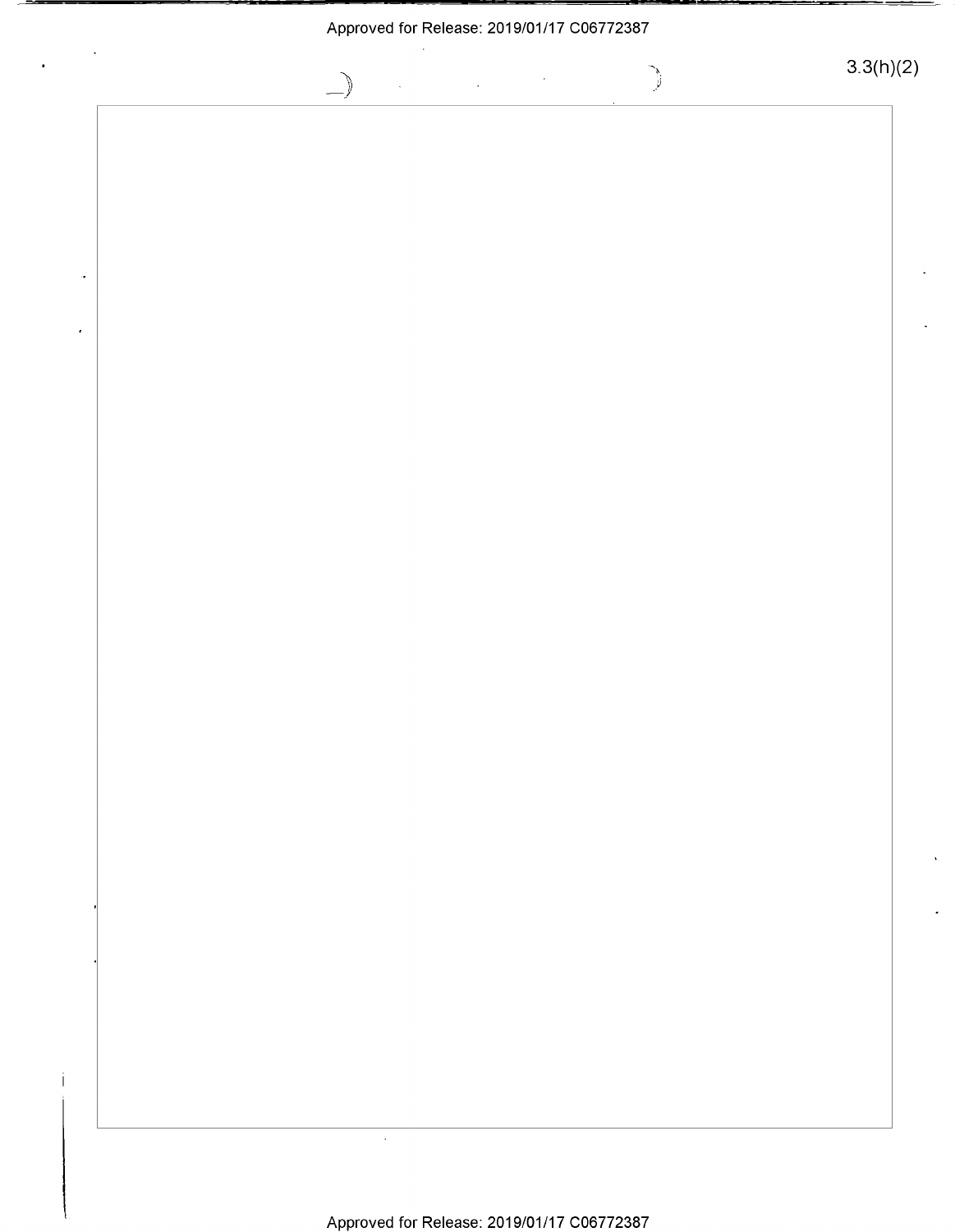3.3(h)(2)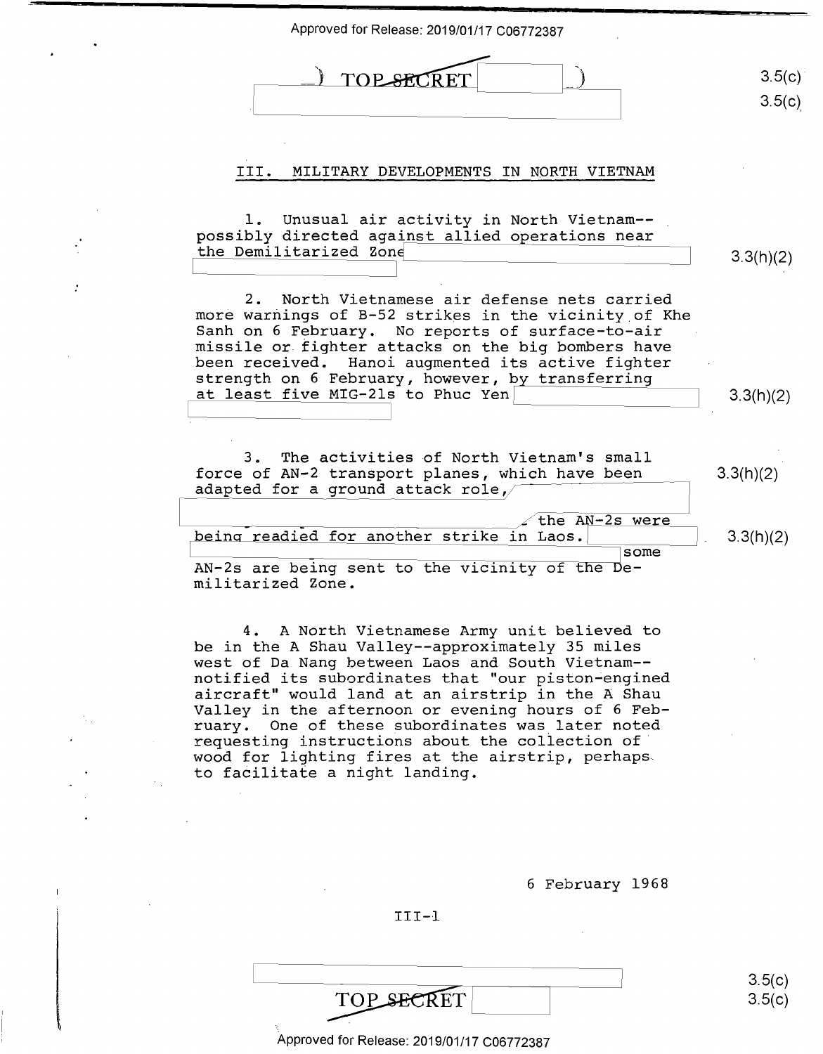## III. MILITARY DEVELOPMENTS IN NORTH VIETNAM

1. Unusual air activity in North Vietnam--possibly directed against allied operations near the Demilitarized Zone

2. North Vietnamese air defense nets carried more warnings of B-52 strikes in the vicinity of Khe Sanh on 6 February. No reports of surface-to-air missile or fighter attacks on the big bombers have been received. Hanoi augmented its active fighter strength on 6 February, however, by transferring at least five MIG-21s to Phuc Yen

3. The activities of North Vietnam's small force of AN-2 transport planes, which have been adapted for a ground attack role, the AN-2s were being readied for another strike in Laos. some AN-2s are being sent to the vicinity of the Demilitarized Zone.

4. A North Vietnamese Army unit believed to be in the A Shau Valley--approximately 35 miles west of Da Nang between Laos and South Vietnam--notified its subordinates that "our piston-engined aircraft" would land at an airstrip in the A Shau Valley in the afternoon or evening hours of 6 February. One of these subordinates was later noted requesting instructions about the collection of wood for lighting fires at the airstrip, perhaps to facilitate a night landing.

6 February 1968

III-1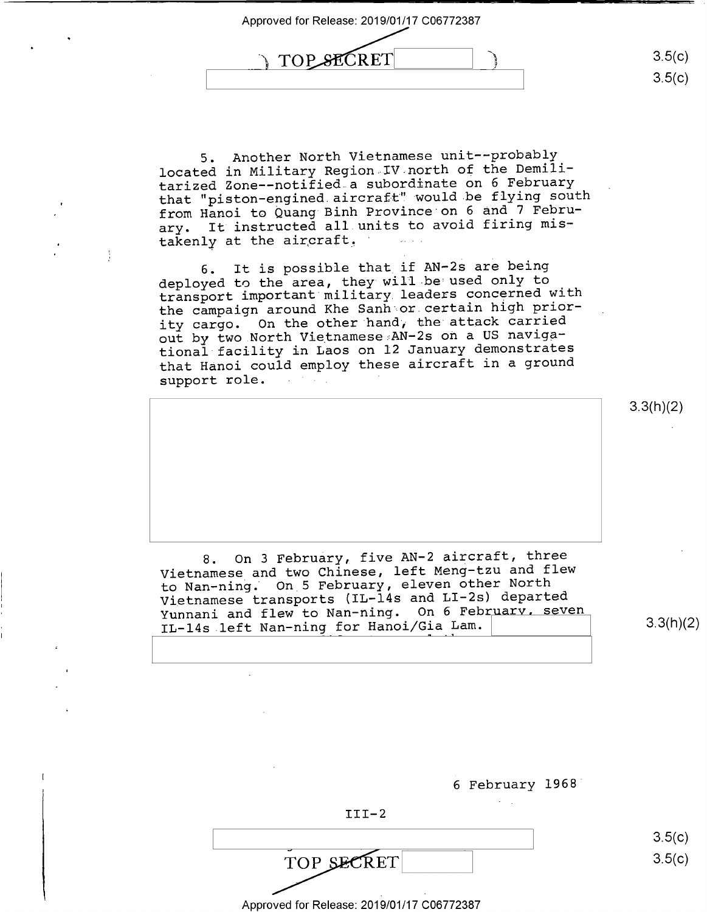5. Another North Vietnamese unit--probably located in Military Region IV north of the Demilitarized Zone--notified a subordinate on 6 February that "piston-engined aircraft" would be flying south from Hanoi to Quang Binh Province on 6 and 7 February. It instructed all units to avoid firing mistakenly at the aircraft.

6. It is possible that if AN-2s are being deployed to the area, they will be used only to transport important military leaders concerned with the campaign around Khe Sanh or certain high priority cargo. On the other hand, the attack carried out by two North Vietnamese AN-2s on a US navigational facility in Laos on 12 January demonstrates that Hanoi could employ these aircraft in a ground support role.

3.3(h)(2)

8. On 3 February, five AN-2 aircraft, three Vietnamese and two Chinese, left Meng-tzu and flew to Nan-ning. On 5 February, eleven other North Vietnamese transports (IL-14s and LI-2s) departed Yunnani and flew to Nan-ning. On 6 February, seven IL-14s left Nan-ning for Hanoi/Gia Lam.

3.3(h)(2)

6 February 1968

III-2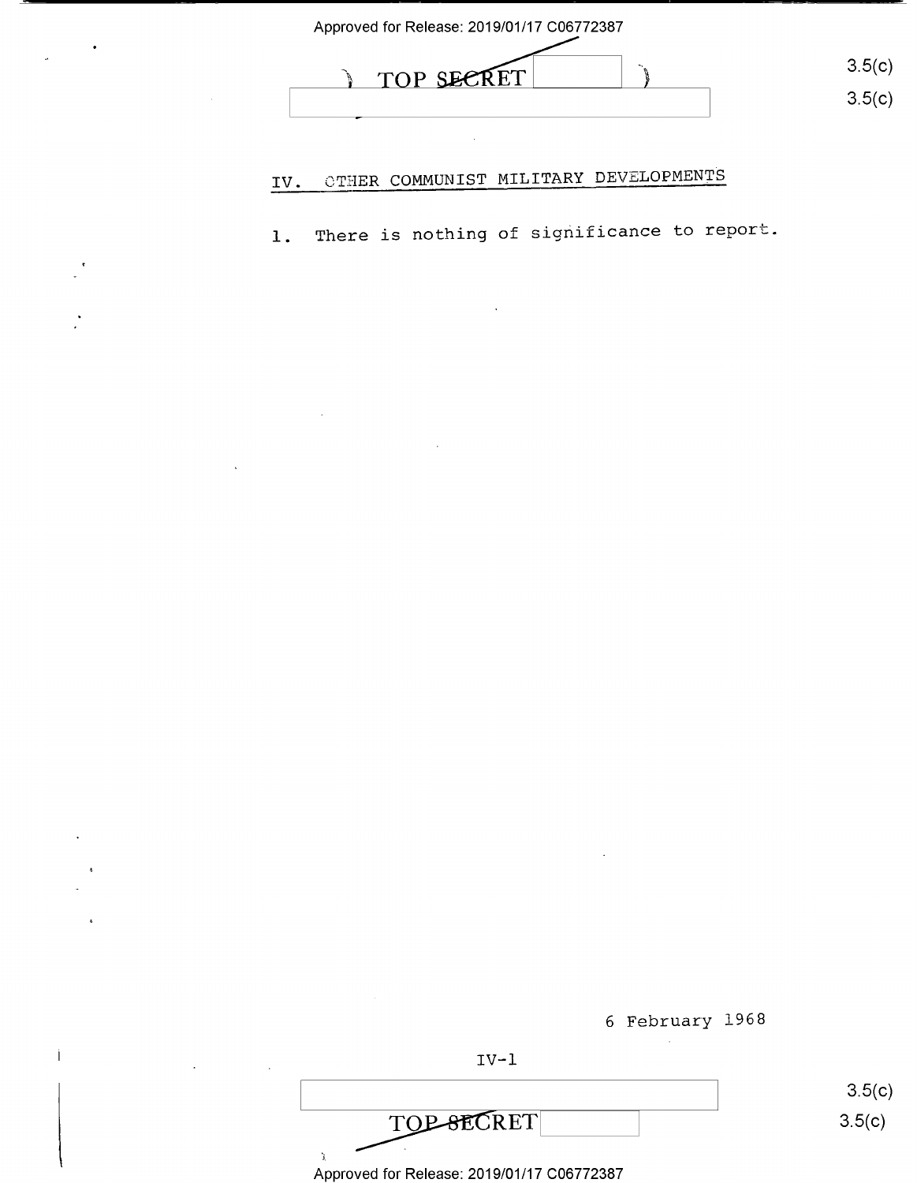## IV. OTHER COMMUNIST MILITARY DEVELOPMENTS

1. There is nothing of significance to report.

6 February 1968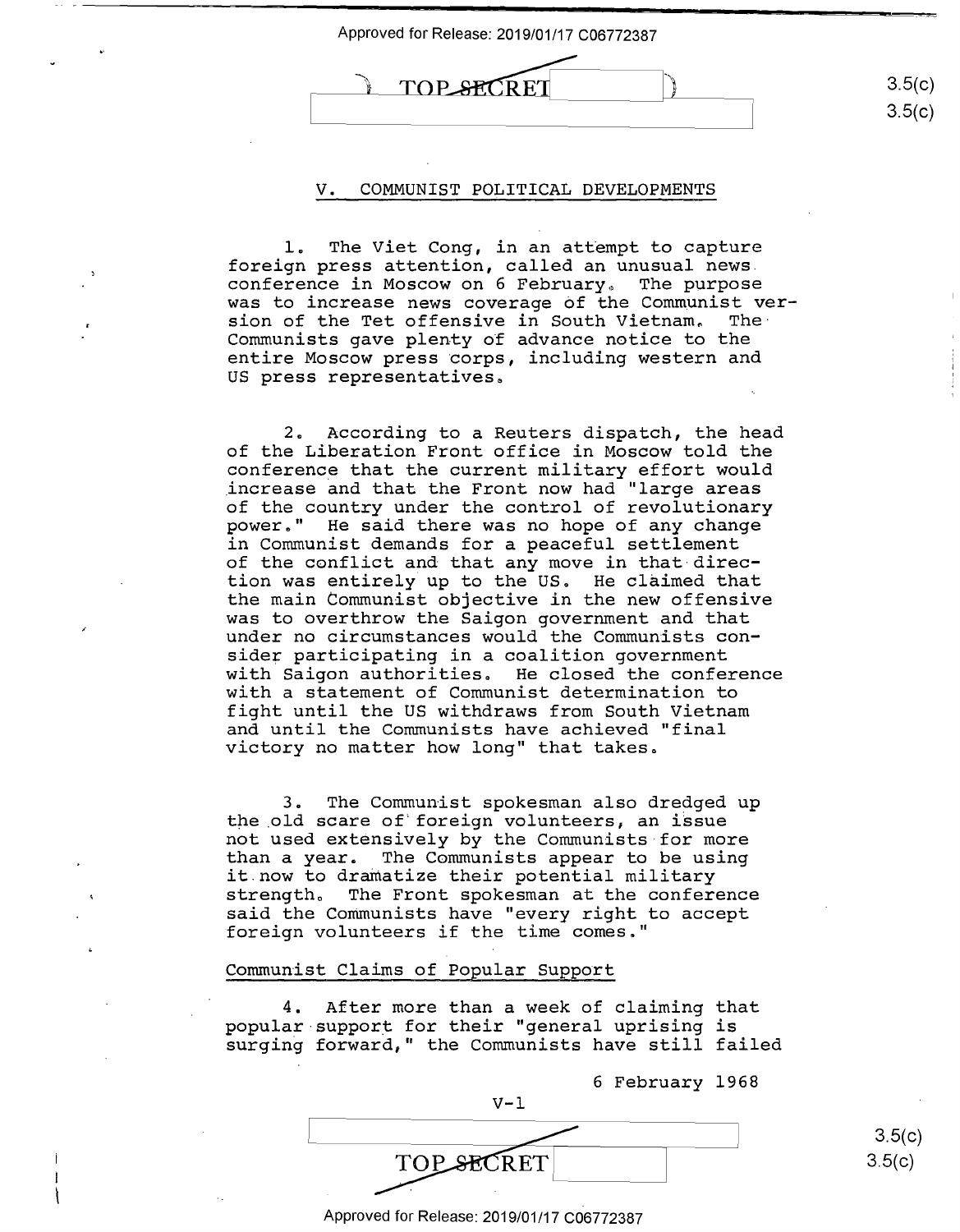## V. COMMUNIST POLITICAL DEVELOPMENTS

1. The Viet Cong, in an attempt to capture foreign press attention, called an unusual news conference in Moscow on 6 February. The purpose was to increase news coverage of the Communist version of the Tet offensive in South Vietnam. The Communists gave plenty of advance notice to the entire Moscow press corps, including western and US press representatives.

2. According to a Reuters dispatch, the head of the Liberation Front office in Moscow told the conference that the current military effort would increase and that the Front now had "large areas of the country under the control of revolutionary power." He said there was no hope of any change in Communist demands for a peaceful settlement of the conflict and that any move in that direction was entirely up to the US. He claimed that the main Communist objective in the new offensive was to overthrow the Saigon government and that under no circumstances would the Communists consider participating in a coalition government with Saigon authorities. He closed the conference with a statement of Communist determination to fight until the US withdraws from South Vietnam and until the Communists have achieved "final victory no matter how long" that takes.

3. The Communist spokesman also dredged up the old scare of foreign volunteers, an issue not used extensively by the Communists for more than a year. The Communists appear to be using it now to dramatize their potential military strength. The Front spokesman at the conference said the Communists have "every right to accept foreign volunteers if the time comes."

### Communist Claims of Popular Support

4. After more than a week of claiming that popular support for their "general uprising is surging forward," the Communists have still failed

6 February 1968

V-1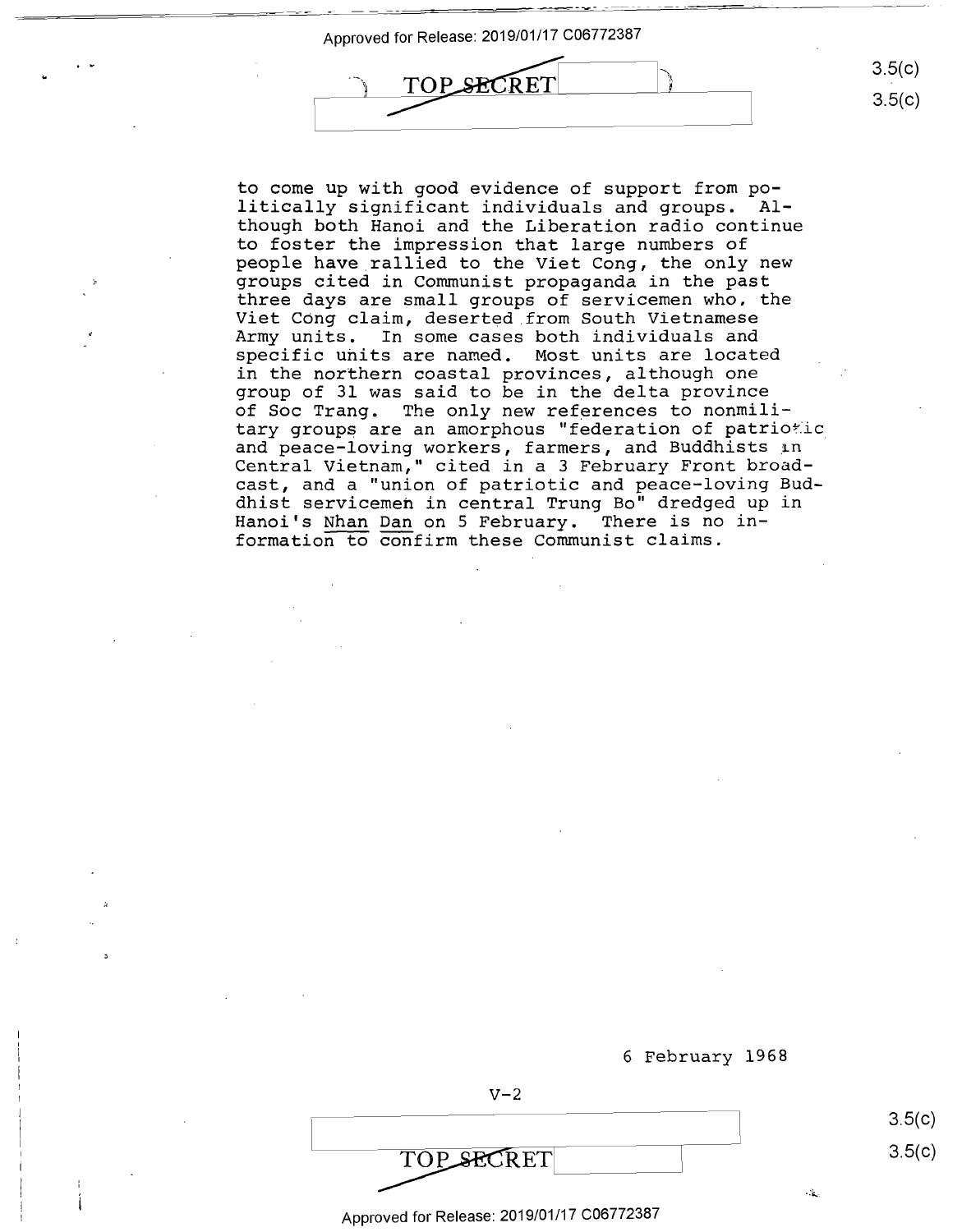to come up with good evidence of support from politically significant individuals and groups. Although both Hanoi and the Liberation radio continue to foster the impression that large numbers of people have rallied to the Viet Cong, the only new groups cited in Communist propaganda in the past three days are small groups of servicemen who, the Viet Cong claim, deserted from South Vietnamese Army units. In some cases both individuals and specific units are named. Most units are located in the northern coastal provinces, although one group of 31 was said to be in the delta province of Soc Trang. The only new references to nonmilitary groups are an amorphous "federation of patriotic and peace-loving workers, farmers, and Buddhists in Central Vietnam," cited in a 3 February Front broadcast, and a "union of patriotic and peace-loving Buddhist servicemen in central Trung Bo" dredged up in Hanoi's Nhan Dan on 5 February. There is no information to confirm these Communist claims.

6 February 1968